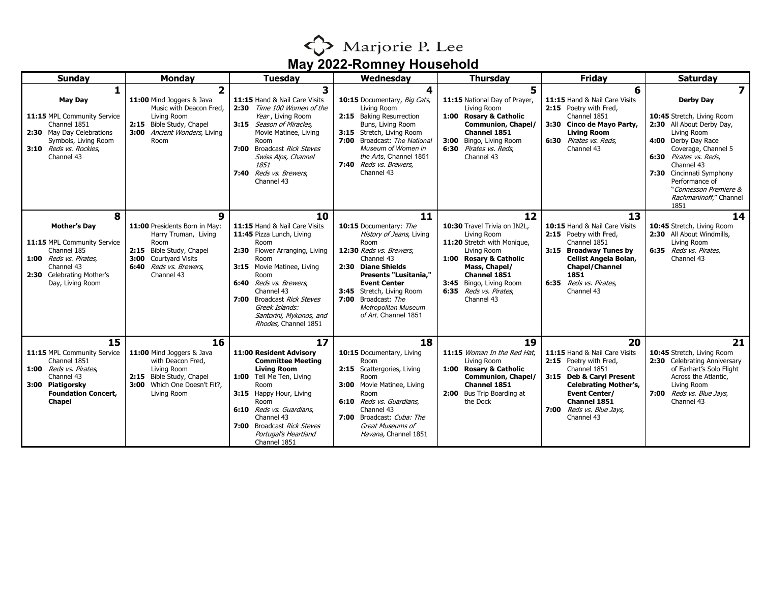# Marjorie P. Lee

## May 2022-Romney Household

| Sunday | Monday | Tuesday | Wednesday | Thursday | Friday | Saturday |
|---|---|---|---|---|---|---|
| **1**<br>**May Day**<br><br>**11:15** MPL Community Service Channel 1851<br>**2:30** May Day Celebrations Symbols, Living Room<br>**3:10** *Reds vs. Rockies*, Channel 43 | **2**<br>**11:00** Mind Joggers & Java Music with Deacon Fred, Living Room<br>**2:15** Bible Study, Chapel<br>**3:00** *Ancient Wonders*, Living Room | **3**<br>**11:15** Hand & Nail Care Visits<br>**2:30** *Time 100 Women of the Year* , Living Room<br>**3:15** *Season of Miracles*, Movie Matinee, Living Room<br>**7:00** Broadcast *Rick Steves Swiss Alps, Channel 1851*<br>**7:40** *Reds vs. Brewers*, Channel 43 | **4**<br>**10:15** Documentary, *Big Cats*, Living Room<br>**2:15** Baking Resurrection Buns, Living Room<br>**3:15** Stretch, Living Room<br>**7:00** Broadcast: *The National Museum of Women in the Arts*, Channel 1851<br>**7:40** *Reds vs. Brewers*, Channel 43 | **5**<br>**11:15** National Day of Prayer, Living Room<br>**1:00 Rosary & Catholic Communion, Chapel/ Channel 1851**<br>**3:00** Bingo, Living Room<br>**6:30** *Pirates vs. Reds*, Channel 43 | **6**<br>**11:15** Hand & Nail Care Visits<br>**2:15** Poetry with Fred, Channel 1851<br>**3:30 Cinco de Mayo Party, Living Room**<br>**6:30** *Pirates vs. Reds*, Channel 43 | **7**<br>**Derby Day**<br><br>**10:45** Stretch, Living Room<br>**2:30** All About Derby Day, Living Room<br>**4:00** Derby Day Race Coverage, Channel 5<br>**6:30** *Pirates vs. Reds*, Channel 43<br>**7:30** Cincinnati Symphony Performance of "*Connesson Premiere & Rachmaninoff*," Channel 1851 |
| **8**<br>**Mother's Day**<br><br>**11:15** MPL Community Service Channel 185<br>**1:00** *Reds vs. Pirates*, Channel 43<br>**2:30** Celebrating Mother's Day, Living Room | **9**<br>**11:00** Presidents Born in May: Harry Truman, Living Room<br>**2:15** Bible Study, Chapel<br>**3:00** Courtyard Visits<br>**6:40** *Reds vs. Brewers*, Channel 43 | **10**<br>**11:15** Hand & Nail Care Visits<br>**11:45** Pizza Lunch, Living Room<br>**2:30** Flower Arranging, Living Room<br>**3:15** Movie Matinee, Living Room<br>**6:40** *Reds vs. Brewers*, Channel 43<br>**7:00** Broadcast *Rick Steves Greek Islands: Santorini, Mykonos, and Rhodes*, Channel 1851 | **11**<br>**10:15** Documentary: *The History of Jeans*, Living Room<br>**12:30** *Reds vs. Brewers*, Channel 43<br>**2:30 Diane Shields Presents "Lusitania," Event Center**<br>**3:45** Stretch, Living Room<br>**7:00** Broadcast: *The Metropolitan Museum of Art*, Channel 1851 | **12**<br>**10:30** Travel Trivia on IN2L, Living Room<br>**11:20** Stretch with Monique, Living Room<br>**1:00 Rosary & Catholic Mass, Chapel/ Channel 1851**<br>**3:45** Bingo, Living Room<br>**6:35** *Reds vs. Pirates*, Channel 43 | **13**<br>**10:15** Hand & Nail Care Visits<br>**2:15** Poetry with Fred, Channel 1851<br>**3:15 Broadway Tunes by Cellist Angela Bolan, Chapel/Channel 1851**<br>**6:35** *Reds vs. Pirates*, Channel 43 | **14**<br>**10:45** Stretch, Living Room<br>**2:30** All About Windmills, Living Room<br>**6:35** *Reds vs. Pirates*, Channel 43 |
| **15**<br>**11:15** MPL Community Service Channel 1851<br>**1:00** *Reds vs. Pirates*, Channel 43<br>**3:00 Piatigorsky Foundation Concert, Chapel** | **16**<br>**11:00** Mind Joggers & Java with Deacon Fred, Living Room<br>**2:15** Bible Study, Chapel<br>**3:00** Which One Doesn't Fit?, Living Room | **17**<br>**11:00 Resident Advisory Committee Meeting Living Room**<br>**1:00** Tell Me Ten, Living Room<br>**3:15** Happy Hour, Living Room<br>**6:10** *Reds vs. Guardians*, Channel 43<br>**7:00** Broadcast *Rick Steves Portugal's Heartland* Channel 1851 | **18**<br>**10:15** Documentary, Living Room<br>**2:15** Scattergories, Living Room<br>**3:00** Movie Matinee, Living Room<br>**6:10** *Reds vs. Guardians*, Channel 43<br>**7:00** Broadcast: *Cuba: The Great Museums of Havana*, Channel 1851 | **19**<br>**11:15** *Woman In the Red Hat*, Living Room<br>**1:00 Rosary & Catholic Communion, Chapel/ Channel 1851**<br>**2:00** Bus Trip Boarding at the Dock | **20**<br>**11:15** Hand & Nail Care Visits<br>**2:15** Poetry with Fred, Channel 1851<br>**3:15 Deb & Caryl Present Celebrating Mother's, Event Center/ Channel 1851**<br>**7:00** *Reds vs. Blue Jays*, Channel 43 | **21**<br>**10:45** Stretch, Living Room<br>**2:30** Celebrating Anniversary of Earhart's Solo Flight Across the Atlantic, Living Room<br>**7:00** *Reds vs. Blue Jays*, Channel 43 |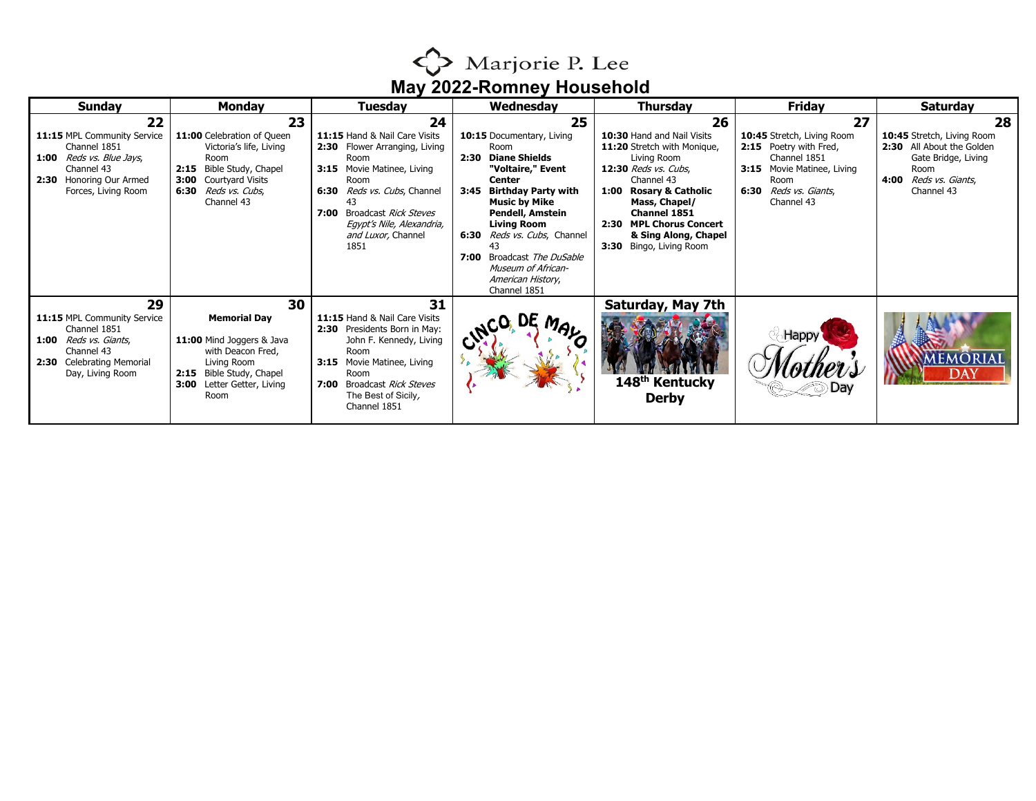# Marjorie P. Lee

## May 2022-Romney Household

| Sunday | Monday | Tuesday | Wednesday | Thursday | Friday | Saturday |
|---|---|---|---|---|---|---|
| **22**<br>**11:15** MPL Community Service Channel 1851<br>**1:00** *Reds vs. Blue Jays,* Channel 43<br>**2:30** Honoring Our Armed Forces, Living Room | **23**<br>**11:00** Celebration of Queen Victoria's life, Living Room<br>**2:15** Bible Study, Chapel<br>**3:00** Courtyard Visits<br>**6:30** *Reds vs. Cubs,* Channel 43 | **24**<br>**11:15** Hand & Nail Care Visits<br>**2:30** Flower Arranging, Living Room<br>**3:15** Movie Matinee, Living Room<br>**6:30** *Reds vs. Cubs,* Channel 43<br>**7:00** Broadcast *Rick Steves Egypt's Nile, Alexandria, and Luxor,* Channel 1851 | **25**<br>**10:15** Documentary, Living Room<br>**2:30 Diane Shields "Voltaire," Event Center**<br>**3:45 Birthday Party with Music by Mike Pendell, Amstein Living Room**<br>**6:30** *Reds vs. Cubs,* Channel 43<br>**7:00** Broadcast *The DuSable Museum of African-American History,* Channel 1851 | **26**<br>**10:30** Hand and Nail Visits<br>**11:20** Stretch with Monique, Living Room<br>**12:30** *Reds vs. Cubs,* Channel 43<br>**1:00 Rosary & Catholic Mass, Chapel/ Channel 1851**<br>**2:30 MPL Chorus Concert & Sing Along, Chapel**<br>**3:30** Bingo, Living Room | **27**<br>**10:45** Stretch, Living Room<br>**2:15** Poetry with Fred, Channel 1851<br>**3:15** Movie Matinee, Living Room<br>**6:30** *Reds vs. Giants,* Channel 43 | **28**<br>**10:45** Stretch, Living Room<br>**2:30** All About the Golden Gate Bridge, Living Room<br>**4:00** *Reds vs. Giants,* Channel 43 |
| **29**<br>**11:15** MPL Community Service Channel 1851<br>**1:00** *Reds vs. Giants,* Channel 43<br>**2:30** Celebrating Memorial Day, Living Room | **30**<br>**Memorial Day**<br>**11:00** Mind Joggers & Java with Deacon Fred, Living Room<br>**2:15** Bible Study, Chapel<br>**3:00** Letter Getter, Living Room | **31**<br>**11:15** Hand & Nail Care Visits<br>**2:30** Presidents Born in May: John F. Kennedy, Living Room<br>**3:15** Movie Matinee, Living Room<br>**7:00** Broadcast *Rick Steves* The Best of Sicily, Channel 1851 | CINCO DE MAYO | **Saturday, May 7th**<br>**148th Kentucky Derby** | Happy Mother's Day | MEMORIAL DAY |